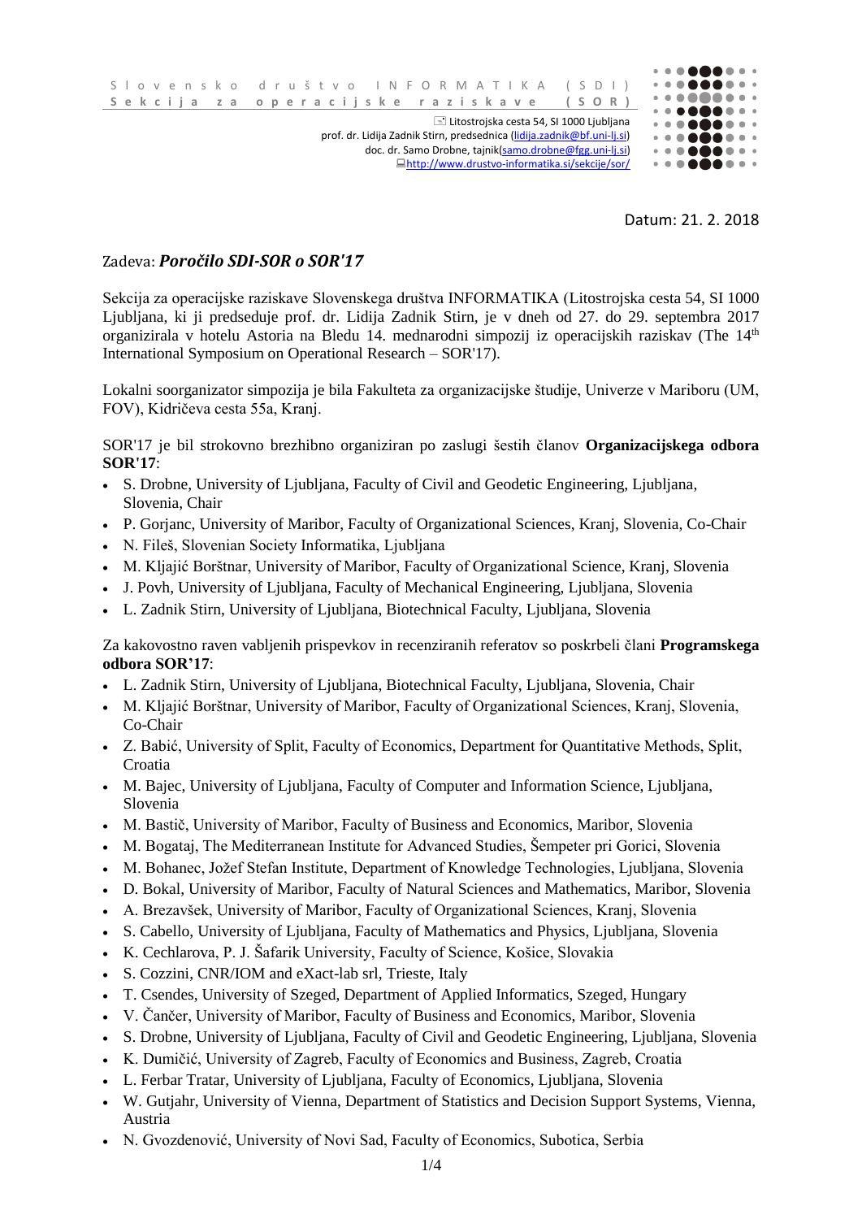Slovensko društvo INFORMATIKA (SDI)
**Sekcija za operacijske raziskave (SOR)**

Litostrojska cesta 54, SI 1000 Ljubljana
prof. dr. Lidija Zadnik Stirn, predsednica (lidija.zadnik@bf.uni-lj.si)
doc. dr. Samo Drobne, tajnik(samo.drobne@fgg.uni-lj.si)
http://www.drustvo-informatika.si/sekcije/sor/

Datum: 21. 2. 2018

Zadeva: ***Poročilo SDI-SOR o SOR'17***

Sekcija za operacijske raziskave Slovenskega društva INFORMATIKA (Litostrojska cesta 54, SI 1000 Ljubljana, ki ji predseduje prof. dr. Lidija Zadnik Stirn, je v dneh od 27. do 29. septembra 2017 organizirala v hotelu Astoria na Bledu 14. mednarodni simpozij iz operacijskih raziskav (The 14th International Symposium on Operational Research – SOR'17).

Lokalni soorganizator simpozija je bila Fakulteta za organizacijske študije, Univerze v Mariboru (UM, FOV), Kidričeva cesta 55a, Kranj.

SOR'17 je bil strokovno brezhibno organiziran po zaslugi šestih članov **Organizacijskega odbora SOR'17**:

- S. Drobne, University of Ljubljana, Faculty of Civil and Geodetic Engineering, Ljubljana, Slovenia, Chair
- P. Gorjanc, University of Maribor, Faculty of Organizational Sciences, Kranj, Slovenia, Co-Chair
- N. Fileš, Slovenian Society Informatika, Ljubljana
- M. Kljajić Borštnar, University of Maribor, Faculty of Organizational Science, Kranj, Slovenia
- J. Povh, University of Ljubljana, Faculty of Mechanical Engineering, Ljubljana, Slovenia
- L. Zadnik Stirn, University of Ljubljana, Biotechnical Faculty, Ljubljana, Slovenia

Za kakovostno raven vabljenih prispevkov in recenziranih referatov so poskrbeli člani **Programskega odbora SOR'17**:

- L. Zadnik Stirn, University of Ljubljana, Biotechnical Faculty, Ljubljana, Slovenia, Chair
- M. Kljajić Borštnar, University of Maribor, Faculty of Organizational Sciences, Kranj, Slovenia, Co-Chair
- Z. Babić, University of Split, Faculty of Economics, Department for Quantitative Methods, Split, Croatia
- M. Bajec, University of Ljubljana, Faculty of Computer and Information Science, Ljubljana, Slovenia
- M. Bastič, University of Maribor, Faculty of Business and Economics, Maribor, Slovenia
- M. Bogataj, The Mediterranean Institute for Advanced Studies, Šempeter pri Gorici, Slovenia
- M. Bohanec, Jožef Stefan Institute, Department of Knowledge Technologies, Ljubljana, Slovenia
- D. Bokal, University of Maribor, Faculty of Natural Sciences and Mathematics, Maribor, Slovenia
- A. Brezavšek, University of Maribor, Faculty of Organizational Sciences, Kranj, Slovenia
- S. Cabello, University of Ljubljana, Faculty of Mathematics and Physics, Ljubljana, Slovenia
- K. Cechlarova, P. J. Šafarik University, Faculty of Science, Košice, Slovakia
- S. Cozzini, CNR/IOM and eXact-lab srl, Trieste, Italy
- T. Csendes, University of Szeged, Department of Applied Informatics, Szeged, Hungary
- V. Čančer, University of Maribor, Faculty of Business and Economics, Maribor, Slovenia
- S. Drobne, University of Ljubljana, Faculty of Civil and Geodetic Engineering, Ljubljana, Slovenia
- K. Dumičić, University of Zagreb, Faculty of Economics and Business, Zagreb, Croatia
- L. Ferbar Tratar, University of Ljubljana, Faculty of Economics, Ljubljana, Slovenia
- W. Gutjahr, University of Vienna, Department of Statistics and Decision Support Systems, Vienna, Austria
- N. Gvozdenović, University of Novi Sad, Faculty of Economics, Subotica, Serbia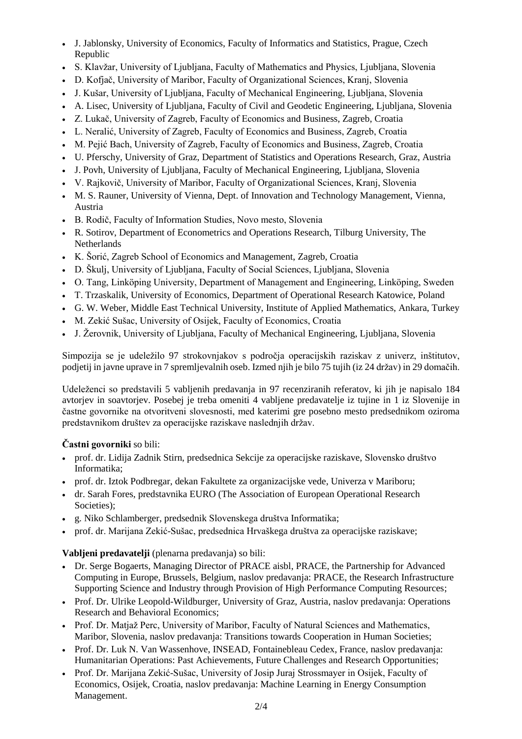- J. Jablonsky, University of Economics, Faculty of Informatics and Statistics, Prague, Czech Republic
- S. Klavžar, University of Ljubljana, Faculty of Mathematics and Physics, Ljubljana, Slovenia
- D. Kofjač, University of Maribor, Faculty of Organizational Sciences, Kranj, Slovenia
- J. Kušar, University of Ljubljana, Faculty of Mechanical Engineering, Ljubljana, Slovenia
- A. Lisec, University of Ljubljana, Faculty of Civil and Geodetic Engineering, Ljubljana, Slovenia
- Z. Lukač, University of Zagreb, Faculty of Economics and Business, Zagreb, Croatia
- L. Neralić, University of Zagreb, Faculty of Economics and Business, Zagreb, Croatia
- M. Pejić Bach, University of Zagreb, Faculty of Economics and Business, Zagreb, Croatia
- U. Pferschy, University of Graz, Department of Statistics and Operations Research, Graz, Austria
- J. Povh, University of Ljubljana, Faculty of Mechanical Engineering, Ljubljana, Slovenia
- V. Rajkovič, University of Maribor, Faculty of Organizational Sciences, Kranj, Slovenia
- M. S. Rauner, University of Vienna, Dept. of Innovation and Technology Management, Vienna, Austria
- B. Rodič, Faculty of Information Studies, Novo mesto, Slovenia
- R. Sotirov, Department of Econometrics and Operations Research, Tilburg University, The Netherlands
- K. Šorić, Zagreb School of Economics and Management, Zagreb, Croatia
- D. Škulj, University of Ljubljana, Faculty of Social Sciences, Ljubljana, Slovenia
- O. Tang, Linköping University, Department of Management and Engineering, Linköping, Sweden
- T. Trzaskalik, University of Economics, Department of Operational Research Katowice, Poland
- G. W. Weber, Middle East Technical University, Institute of Applied Mathematics, Ankara, Turkey
- M. Zekić Sušac, University of Osijek, Faculty of Economics, Croatia
- J. Žerovnik, University of Ljubljana, Faculty of Mechanical Engineering, Ljubljana, Slovenia

Simpozija se je udeležilo 97 strokovnjakov s področja operacijskih raziskav z univerz, inštitutov, podjetij in javne uprave in 7 spremljevalnih oseb. Izmed njih je bilo 75 tujih (iz 24 držav) in 29 domačih.

Udeleženci so predstavili 5 vabljenih predavanja in 97 recenziranih referatov, ki jih je napisalo 184 avtorjev in soavtorjev. Posebej je treba omeniti 4 vabljene predavatelje iz tujine in 1 iz Slovenije in častne govornike na otvoritveni slovesnosti, med katerimi gre posebno mesto predsednikom oziroma predstavnikom društev za operacijske raziskave naslednjih držav.

**Častni govorniki** so bili:

- prof. dr. Lidija Zadnik Stirn, predsednica Sekcije za operacijske raziskave, Slovensko društvo Informatika;
- prof. dr. Iztok Podbregar, dekan Fakultete za organizacijske vede, Univerza v Mariboru;
- dr. Sarah Fores, predstavnika EURO (The Association of European Operational Research Societies);
- g. Niko Schlamberger, predsednik Slovenskega društva Informatika;
- prof. dr. Marijana Zekić-Sušac, predsednica Hrvaškega društva za operacijske raziskave;

**Vabljeni predavatelji** (plenarna predavanja) so bili:

- Dr. Serge Bogaerts, Managing Director of PRACE aisbl, PRACE, the Partnership for Advanced Computing in Europe, Brussels, Belgium, naslov predavanja: PRACE, the Research Infrastructure Supporting Science and Industry through Provision of High Performance Computing Resources;
- Prof. Dr. Ulrike Leopold-Wildburger, University of Graz, Austria, naslov predavanja: Operations Research and Behavioral Economics;
- Prof. Dr. Matjaž Perc, University of Maribor, Faculty of Natural Sciences and Mathematics, Maribor, Slovenia, naslov predavanja: Transitions towards Cooperation in Human Societies;
- Prof. Dr. Luk N. Van Wassenhove, INSEAD, Fontainebleau Cedex, France, naslov predavanja: Humanitarian Operations: Past Achievements, Future Challenges and Research Opportunities;
- Prof. Dr. Marijana Zekić-Sušac, University of Josip Juraj Strossmayer in Osijek, Faculty of Economics, Osijek, Croatia, naslov predavanja: Machine Learning in Energy Consumption Management.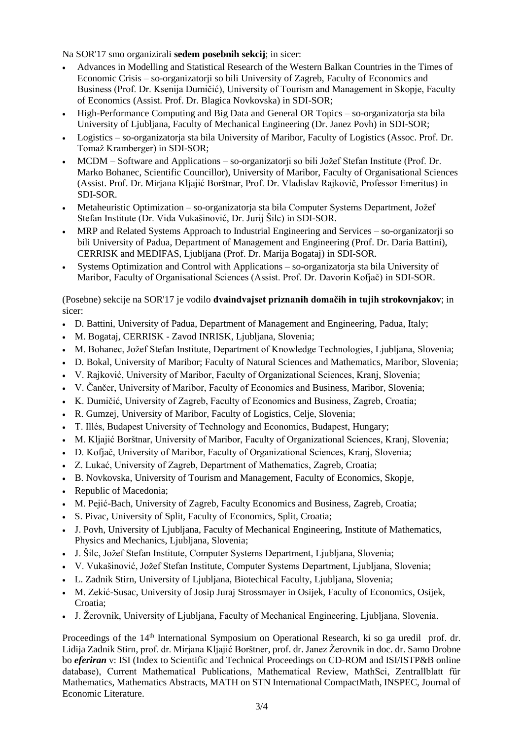Na SOR'17 smo organizirali **sedem posebnih sekcij**; in sicer:

- Advances in Modelling and Statistical Research of the Western Balkan Countries in the Times of Economic Crisis – so-organizatorji so bili University of Zagreb, Faculty of Economics and Business (Prof. Dr. Ksenija Dumičić), University of Tourism and Management in Skopje, Faculty of Economics (Assist. Prof. Dr. Blagica Novkovska) in SDI-SOR;
- High-Performance Computing and Big Data and General OR Topics – so-organizatorja sta bila University of Ljubljana, Faculty of Mechanical Engineering (Dr. Janez Povh) in SDI-SOR;
- Logistics – so-organizatorja sta bila University of Maribor, Faculty of Logistics (Assoc. Prof. Dr. Tomaž Kramberger) in SDI-SOR;
- MCDM – Software and Applications – so-organizatorji so bili Jožef Stefan Institute (Prof. Dr. Marko Bohanec, Scientific Councillor), University of Maribor, Faculty of Organisational Sciences (Assist. Prof. Dr. Mirjana Kljajić Borštnar, Prof. Dr. Vladislav Rajkovič, Professor Emeritus) in SDI-SOR.
- Metaheuristic Optimization – so-organizatorja sta bila Computer Systems Department, Jožef Stefan Institute (Dr. Vida Vukašinović, Dr. Jurij Šilc) in SDI-SOR.
- MRP and Related Systems Approach to Industrial Engineering and Services – so-organizatorji so bili University of Padua, Department of Management and Engineering (Prof. Dr. Daria Battini), CERRISK and MEDIFAS, Ljubljana (Prof. Dr. Marija Bogataj) in SDI-SOR.
- Systems Optimization and Control with Applications – so-organizatorja sta bila University of Maribor, Faculty of Organisational Sciences (Assist. Prof. Dr. Davorin Kofjač) in SDI-SOR.

(Posebne) sekcije na SOR'17 je vodilo **dvaindvajset priznanih domačih in tujih strokovnjakov**; in sicer:

- D. Battini, University of Padua, Department of Management and Engineering, Padua, Italy;
- M. Bogataj, CERRISK - Zavod INRISK, Ljubljana, Slovenia;
- M. Bohanec, Jožef Stefan Institute, Department of Knowledge Technologies, Ljubljana, Slovenia;
- D. Bokal, University of Maribor; Faculty of Natural Sciences and Mathematics, Maribor, Slovenia;
- V. Rajković, University of Maribor, Faculty of Organizational Sciences, Kranj, Slovenia;
- V. Čančer, University of Maribor, Faculty of Economics and Business, Maribor, Slovenia;
- K. Dumičić, University of Zagreb, Faculty of Economics and Business, Zagreb, Croatia;
- R. Gumzej, University of Maribor, Faculty of Logistics, Celje, Slovenia;
- T. Illés, Budapest University of Technology and Economics, Budapest, Hungary;
- M. Kljajić Borštnar, University of Maribor, Faculty of Organizational Sciences, Kranj, Slovenia;
- D. Kofjač, University of Maribor, Faculty of Organizational Sciences, Kranj, Slovenia;
- Z. Lukać, University of Zagreb, Department of Mathematics, Zagreb, Croatia;
- B. Novkovska, University of Tourism and Management, Faculty of Economics, Skopje,
- Republic of Macedonia;
- M. Pejić-Bach, University of Zagreb, Faculty Economics and Business, Zagreb, Croatia;
- S. Pivac, University of Split, Faculty of Economics, Split, Croatia;
- J. Povh, University of Ljubljana, Faculty of Mechanical Engineering, Institute of Mathematics, Physics and Mechanics, Ljubljana, Slovenia;
- J. Šilc, Jožef Stefan Institute, Computer Systems Department, Ljubljana, Slovenia;
- V. Vukašinović, Jožef Stefan Institute, Computer Systems Department, Ljubljana, Slovenia;
- L. Zadnik Stirn, University of Ljubljana, Biotechical Faculty, Ljubljana, Slovenia;
- M. Zekić-Susac, University of Josip Juraj Strossmayer in Osijek, Faculty of Economics, Osijek, Croatia;
- J. Žerovnik, University of Ljubljana, Faculty of Mechanical Engineering, Ljubljana, Slovenia.

Proceedings of the 14th International Symposium on Operational Research, ki so ga uredil prof. dr. Lidija Zadnik Stirn, prof. dr. Mirjana Kljajić Borštner, prof. dr. Janez Žerovnik in doc. dr. Samo Drobne bo ***eferiran*** v: ISI (Index to Scientific and Technical Proceedings on CD-ROM and ISI/ISTP&B online database), Current Mathematical Publications, Mathematical Review, MathSci, Zentrallblatt für Mathematics, Mathematics Abstracts, MATH on STN International CompactMath, INSPEC, Journal of Economic Literature.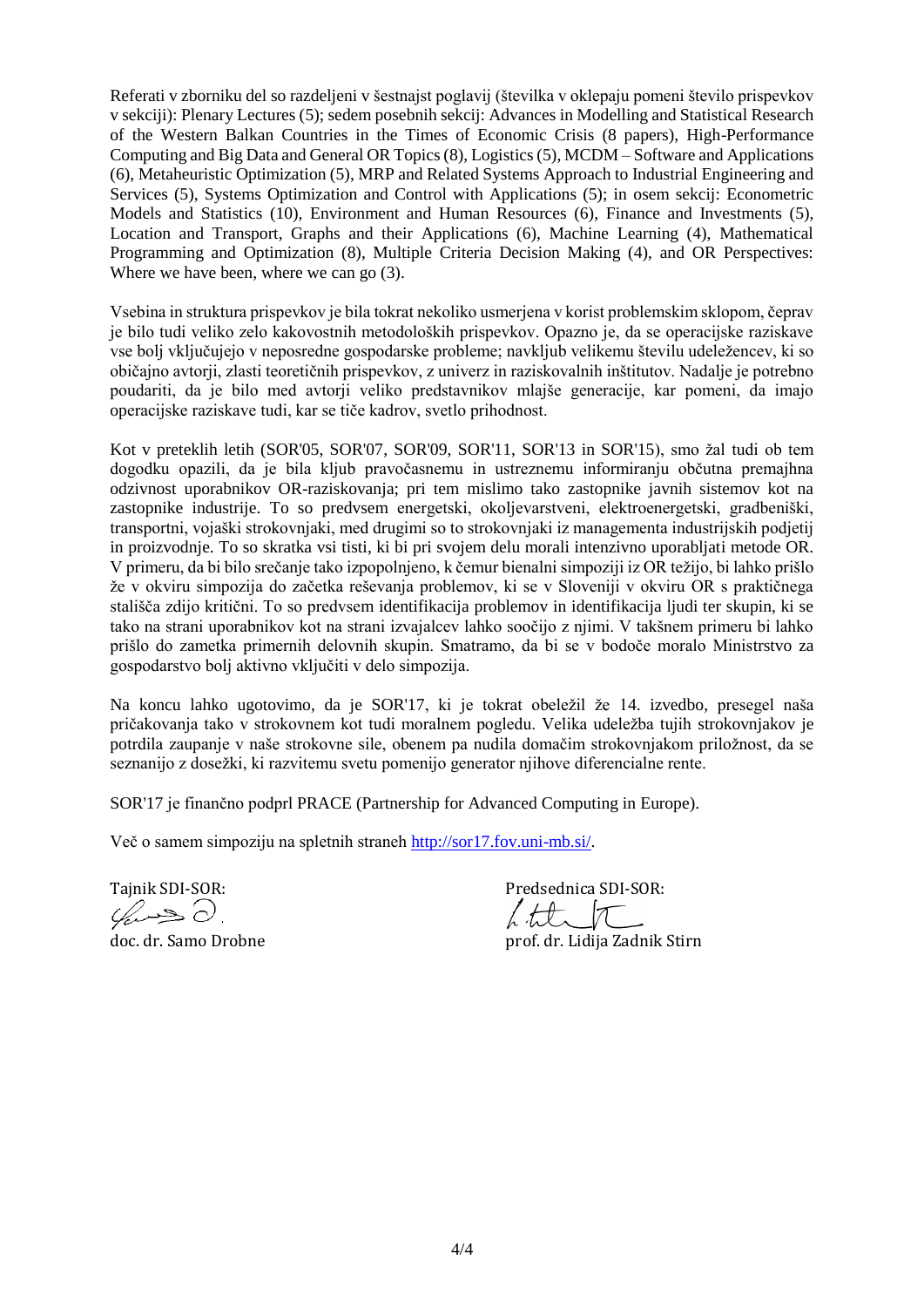Referati v zborniku del so razdeljeni v šestnajst poglavij (številka v oklepaju pomeni število prispevkov v sekciji): Plenary Lectures (5); sedem posebnih sekcij: Advances in Modelling and Statistical Research of the Western Balkan Countries in the Times of Economic Crisis (8 papers), High-Performance Computing and Big Data and General OR Topics (8), Logistics (5), MCDM – Software and Applications (6), Metaheuristic Optimization (5), MRP and Related Systems Approach to Industrial Engineering and Services (5), Systems Optimization and Control with Applications (5); in osem sekcij: Econometric Models and Statistics (10), Environment and Human Resources (6), Finance and Investments (5), Location and Transport, Graphs and their Applications (6), Machine Learning (4), Mathematical Programming and Optimization (8), Multiple Criteria Decision Making (4), and OR Perspectives: Where we have been, where we can go (3).

Vsebina in struktura prispevkov je bila tokrat nekoliko usmerjena v korist problemskim sklopom, čeprav je bilo tudi veliko zelo kakovostnih metodoloških prispevkov. Opazno je, da se operacijske raziskave vse bolj vključujejo v neposredne gospodarske probleme; navkljub velikemu številu udeležencev, ki so običajno avtorji, zlasti teoretičnih prispevkov, z univerz in raziskovalnih inštitutov. Nadalje je potrebno poudariti, da je bilo med avtorji veliko predstavnikov mlajše generacije, kar pomeni, da imajo operacijske raziskave tudi, kar se tiče kadrov, svetlo prihodnost.

Kot v preteklih letih (SOR'05, SOR'07, SOR'09, SOR'11, SOR'13 in SOR'15), smo žal tudi ob tem dogodku opazili, da je bila kljub pravočasnemu in ustreznemu informiranju občutna premajhna odzivnost uporabnikov OR-raziskovanja; pri tem mislimo tako zastopnike javnih sistemov kot na zastopnike industrije. To so predvsem energetski, okoljevarstveni, elektroenergetski, gradbeniški, transportni, vojaški strokovnjaki, med drugimi so to strokovnjaki iz managementa industrijskih podjetij in proizvodnje. To so skratka vsi tisti, ki bi pri svojem delu morali intenzivno uporabljati metode OR. V primeru, da bi bilo srečanje tako izpopolnjeno, k čemur bienalni simpoziji iz OR težijo, bi lahko prišlo že v okviru simpozija do začetka reševanja problemov, ki se v Sloveniji v okviru OR s praktičnega stališča zdijo kritični. To so predvsem identifikacija problemov in identifikacija ljudi ter skupin, ki se tako na strani uporabnikov kot na strani izvajalcev lahko soočijo z njimi. V takšnem primeru bi lahko prišlo do zametka primernih delovnih skupin. Smatramo, da bi se v bodoče moralo Ministrstvo za gospodarstvo bolj aktivno vključiti v delo simpozija.

Na koncu lahko ugotovimo, da je SOR'17, ki je tokrat obeležil že 14. izvedbo, presegel naša pričakovanja tako v strokovnem kot tudi moralnem pogledu. Velika udeležba tujih strokovnjakov je potrdila zaupanje v naše strokovne sile, obenem pa nudila domačim strokovnjakom priložnost, da se seznanijo z dosežki, ki razvitemu svetu pomenijo generator njihove diferencialne rente.

SOR'17 je finančno podprl PRACE (Partnership for Advanced Computing in Europe).

Več o samem simpoziju na spletnih straneh http://sor17.fov.uni-mb.si/.

Tajnik SDI-SOR:
doc. dr. Samo Drobne

Predsednica SDI-SOR:
prof. dr. Lidija Zadnik Stirn